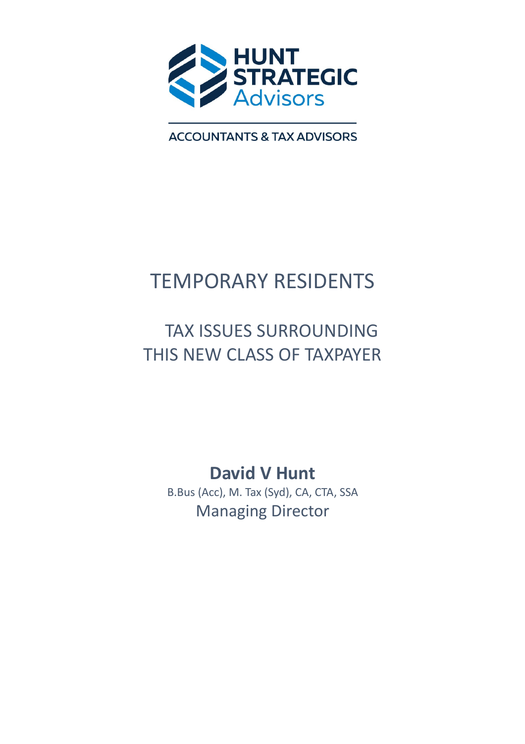HUNT STRATEGIC Advisors

ACCOUNTANTS & TAX ADVISORS

# TEMPORARY RESIDENTS

## TAX ISSUES SURROUNDING THIS NEW CLASS OF TAXPAYER

**David V Hunt**

B.Bus (Acc), M. Tax (Syd), CA, CTA, SSA

Managing Director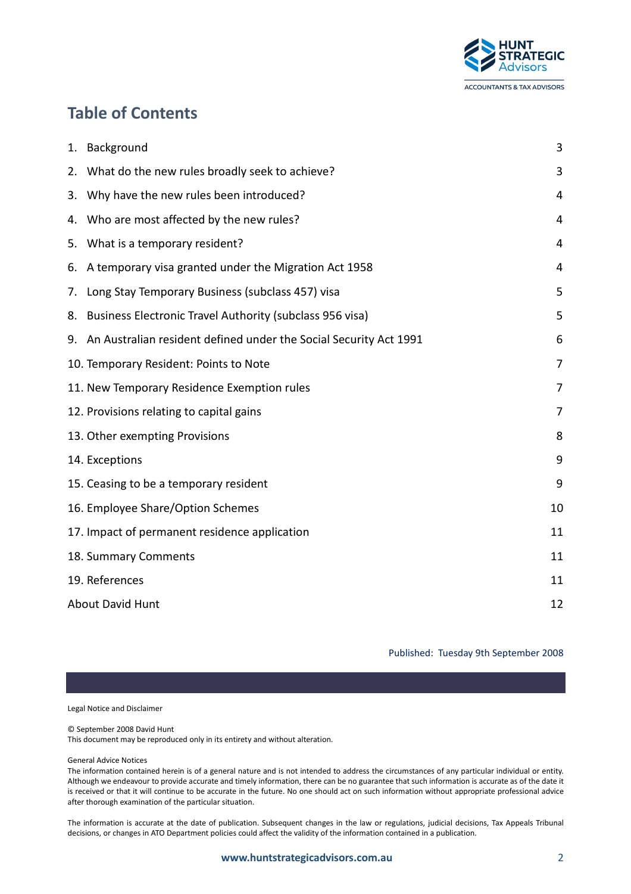## Table of Contents

| | |
|---|---|
| 1. Background | 3 |
| 2. What do the new rules broadly seek to achieve? | 3 |
| 3. Why have the new rules been introduced? | 4 |
| 4. Who are most affected by the new rules? | 4 |
| 5. What is a temporary resident? | 4 |
| 6. A temporary visa granted under the Migration Act 1958 | 4 |
| 7. Long Stay Temporary Business (subclass 457) visa | 5 |
| 8. Business Electronic Travel Authority (subclass 956 visa) | 5 |
| 9. An Australian resident defined under the Social Security Act 1991 | 6 |
| 10. Temporary Resident: Points to Note | 7 |
| 11. New Temporary Residence Exemption rules | 7 |
| 12. Provisions relating to capital gains | 7 |
| 13. Other exempting Provisions | 8 |
| 14. Exceptions | 9 |
| 15. Ceasing to be a temporary resident | 9 |
| 16. Employee Share/Option Schemes | 10 |
| 17. Impact of permanent residence application | 11 |
| 18. Summary Comments | 11 |
| 19. References | 11 |
| About David Hunt | 12 |

Published: Tuesday 9th September 2008

Legal Notice and Disclaimer

© September 2008 David Hunt
This document may be reproduced only in its entirety and without alteration.

General Advice Notices
The information contained herein is of a general nature and is not intended to address the circumstances of any particular individual or entity. Although we endeavour to provide accurate and timely information, there can be no guarantee that such information is accurate as of the date it is received or that it will continue to be accurate in the future. No one should act on such information without appropriate professional advice after thorough examination of the particular situation.

The information is accurate at the date of publication. Subsequent changes in the law or regulations, judicial decisions, Tax Appeals Tribunal decisions, or changes in ATO Department policies could affect the validity of the information contained in a publication.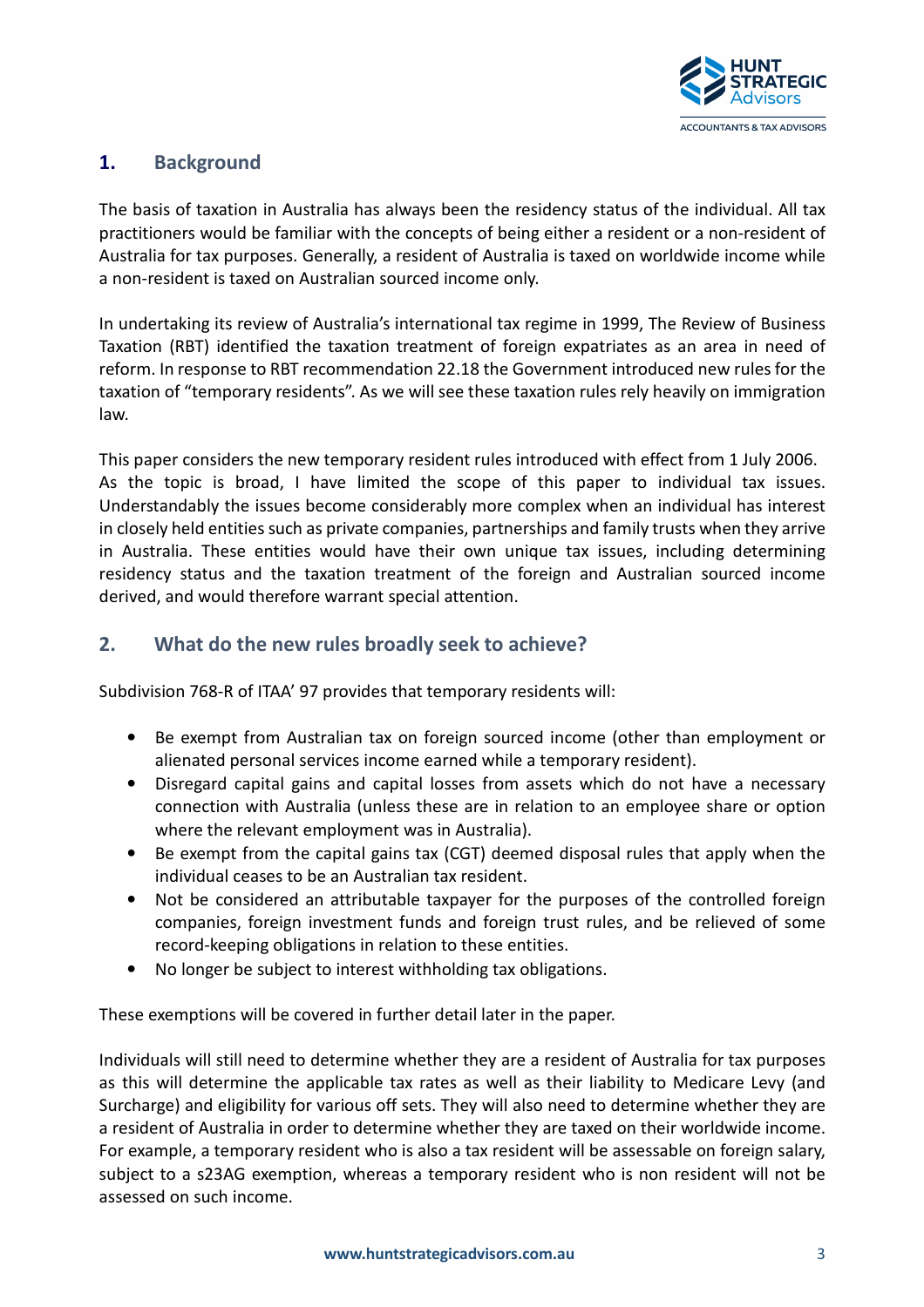## 1. Background

The basis of taxation in Australia has always been the residency status of the individual. All tax practitioners would be familiar with the concepts of being either a resident or a non-resident of Australia for tax purposes. Generally, a resident of Australia is taxed on worldwide income while a non-resident is taxed on Australian sourced income only.

In undertaking its review of Australia's international tax regime in 1999, The Review of Business Taxation (RBT) identified the taxation treatment of foreign expatriates as an area in need of reform. In response to RBT recommendation 22.18 the Government introduced new rules for the taxation of "temporary residents". As we will see these taxation rules rely heavily on immigration law.

This paper considers the new temporary resident rules introduced with effect from 1 July 2006. As the topic is broad, I have limited the scope of this paper to individual tax issues. Understandably the issues become considerably more complex when an individual has interest in closely held entities such as private companies, partnerships and family trusts when they arrive in Australia. These entities would have their own unique tax issues, including determining residency status and the taxation treatment of the foreign and Australian sourced income derived, and would therefore warrant special attention.

## 2. What do the new rules broadly seek to achieve?

Subdivision 768-R of ITAA' 97 provides that temporary residents will:

- Be exempt from Australian tax on foreign sourced income (other than employment or alienated personal services income earned while a temporary resident).
- Disregard capital gains and capital losses from assets which do not have a necessary connection with Australia (unless these are in relation to an employee share or option where the relevant employment was in Australia).
- Be exempt from the capital gains tax (CGT) deemed disposal rules that apply when the individual ceases to be an Australian tax resident.
- Not be considered an attributable taxpayer for the purposes of the controlled foreign companies, foreign investment funds and foreign trust rules, and be relieved of some record-keeping obligations in relation to these entities.
- No longer be subject to interest withholding tax obligations.

These exemptions will be covered in further detail later in the paper.

Individuals will still need to determine whether they are a resident of Australia for tax purposes as this will determine the applicable tax rates as well as their liability to Medicare Levy (and Surcharge) and eligibility for various off sets. They will also need to determine whether they are a resident of Australia in order to determine whether they are taxed on their worldwide income. For example, a temporary resident who is also a tax resident will be assessable on foreign salary, subject to a s23AG exemption, whereas a temporary resident who is non resident will not be assessed on such income.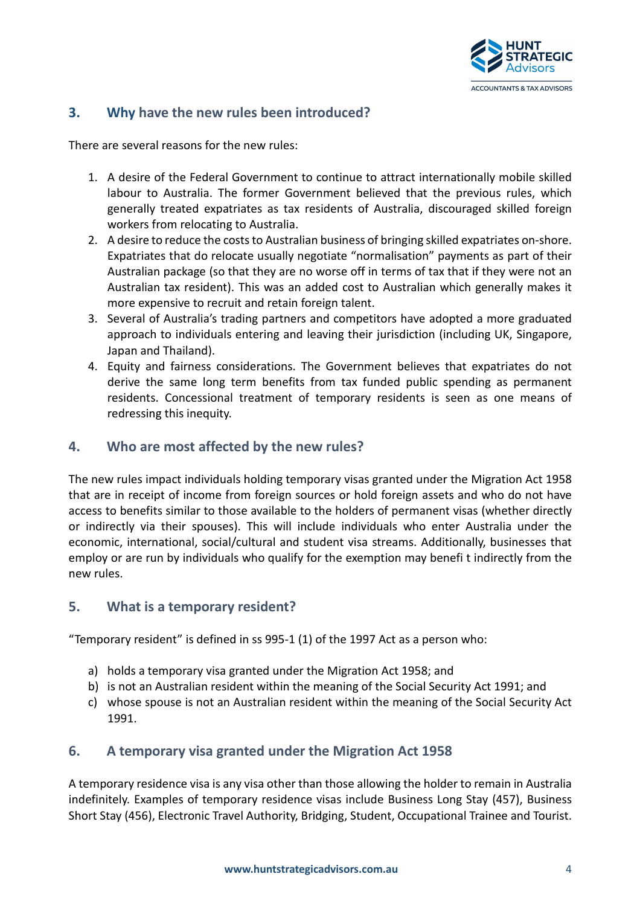## 3. Why have the new rules been introduced?

There are several reasons for the new rules:

1. A desire of the Federal Government to continue to attract internationally mobile skilled labour to Australia. The former Government believed that the previous rules, which generally treated expatriates as tax residents of Australia, discouraged skilled foreign workers from relocating to Australia.
2. A desire to reduce the costs to Australian business of bringing skilled expatriates on-shore. Expatriates that do relocate usually negotiate "normalisation" payments as part of their Australian package (so that they are no worse off in terms of tax that if they were not an Australian tax resident). This was an added cost to Australian which generally makes it more expensive to recruit and retain foreign talent.
3. Several of Australia's trading partners and competitors have adopted a more graduated approach to individuals entering and leaving their jurisdiction (including UK, Singapore, Japan and Thailand).
4. Equity and fairness considerations. The Government believes that expatriates do not derive the same long term benefits from tax funded public spending as permanent residents. Concessional treatment of temporary residents is seen as one means of redressing this inequity.

## 4. Who are most affected by the new rules?

The new rules impact individuals holding temporary visas granted under the Migration Act 1958 that are in receipt of income from foreign sources or hold foreign assets and who do not have access to benefits similar to those available to the holders of permanent visas (whether directly or indirectly via their spouses). This will include individuals who enter Australia under the economic, international, social/cultural and student visa streams. Additionally, businesses that employ or are run by individuals who qualify for the exemption may benefi t indirectly from the new rules.

## 5. What is a temporary resident?

"Temporary resident" is defined in ss 995-1 (1) of the 1997 Act as a person who:

a) holds a temporary visa granted under the Migration Act 1958; and
b) is not an Australian resident within the meaning of the Social Security Act 1991; and
c) whose spouse is not an Australian resident within the meaning of the Social Security Act 1991.

## 6. A temporary visa granted under the Migration Act 1958

A temporary residence visa is any visa other than those allowing the holder to remain in Australia indefinitely. Examples of temporary residence visas include Business Long Stay (457), Business Short Stay (456), Electronic Travel Authority, Bridging, Student, Occupational Trainee and Tourist.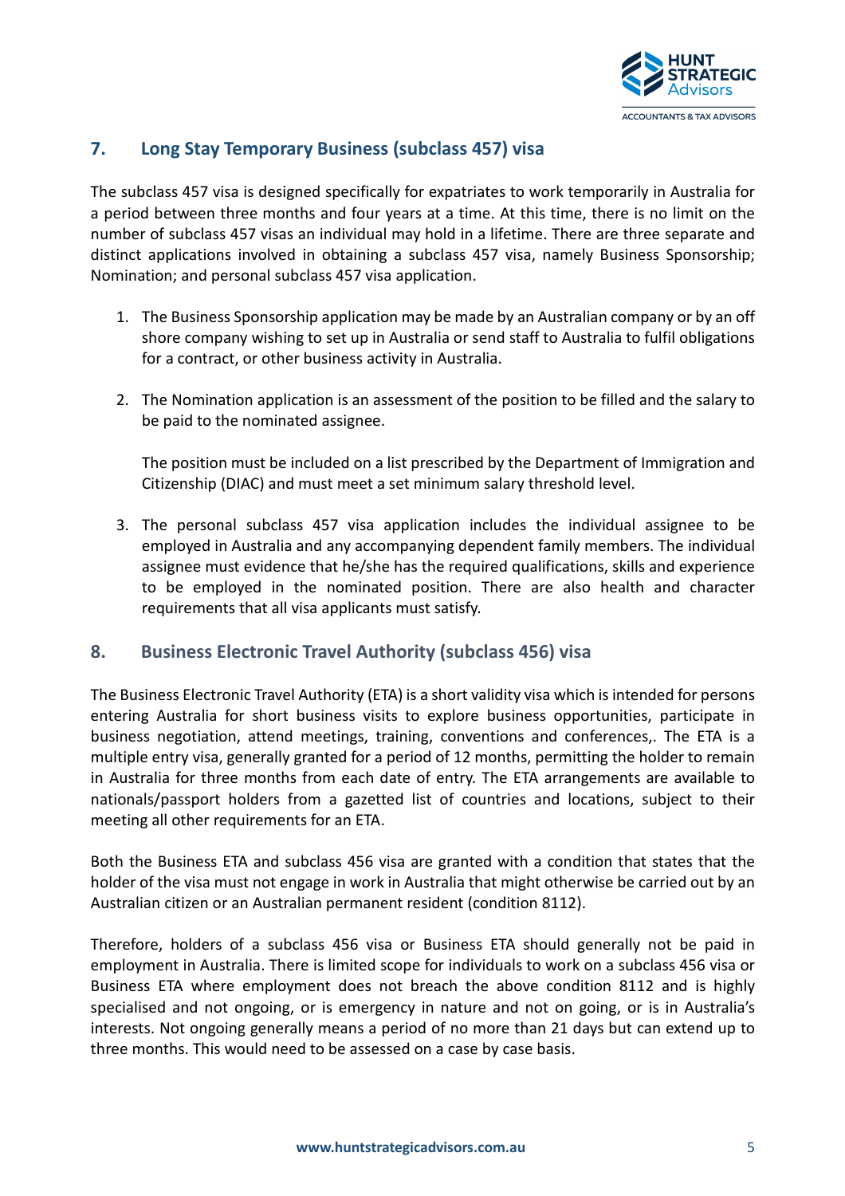## 7. Long Stay Temporary Business (subclass 457) visa

The subclass 457 visa is designed specifically for expatriates to work temporarily in Australia for a period between three months and four years at a time. At this time, there is no limit on the number of subclass 457 visas an individual may hold in a lifetime. There are three separate and distinct applications involved in obtaining a subclass 457 visa, namely Business Sponsorship; Nomination; and personal subclass 457 visa application.

1. The Business Sponsorship application may be made by an Australian company or by an off shore company wishing to set up in Australia or send staff to Australia to fulfil obligations for a contract, or other business activity in Australia.

2. The Nomination application is an assessment of the position to be filled and the salary to be paid to the nominated assignee.

   The position must be included on a list prescribed by the Department of Immigration and Citizenship (DIAC) and must meet a set minimum salary threshold level.

3. The personal subclass 457 visa application includes the individual assignee to be employed in Australia and any accompanying dependent family members. The individual assignee must evidence that he/she has the required qualifications, skills and experience to be employed in the nominated position. There are also health and character requirements that all visa applicants must satisfy.

## 8. Business Electronic Travel Authority (subclass 456) visa

The Business Electronic Travel Authority (ETA) is a short validity visa which is intended for persons entering Australia for short business visits to explore business opportunities, participate in business negotiation, attend meetings, training, conventions and conferences,. The ETA is a multiple entry visa, generally granted for a period of 12 months, permitting the holder to remain in Australia for three months from each date of entry. The ETA arrangements are available to nationals/passport holders from a gazetted list of countries and locations, subject to their meeting all other requirements for an ETA.

Both the Business ETA and subclass 456 visa are granted with a condition that states that the holder of the visa must not engage in work in Australia that might otherwise be carried out by an Australian citizen or an Australian permanent resident (condition 8112).

Therefore, holders of a subclass 456 visa or Business ETA should generally not be paid in employment in Australia. There is limited scope for individuals to work on a subclass 456 visa or Business ETA where employment does not breach the above condition 8112 and is highly specialised and not ongoing, or is emergency in nature and not on going, or is in Australia's interests. Not ongoing generally means a period of no more than 21 days but can extend up to three months. This would need to be assessed on a case by case basis.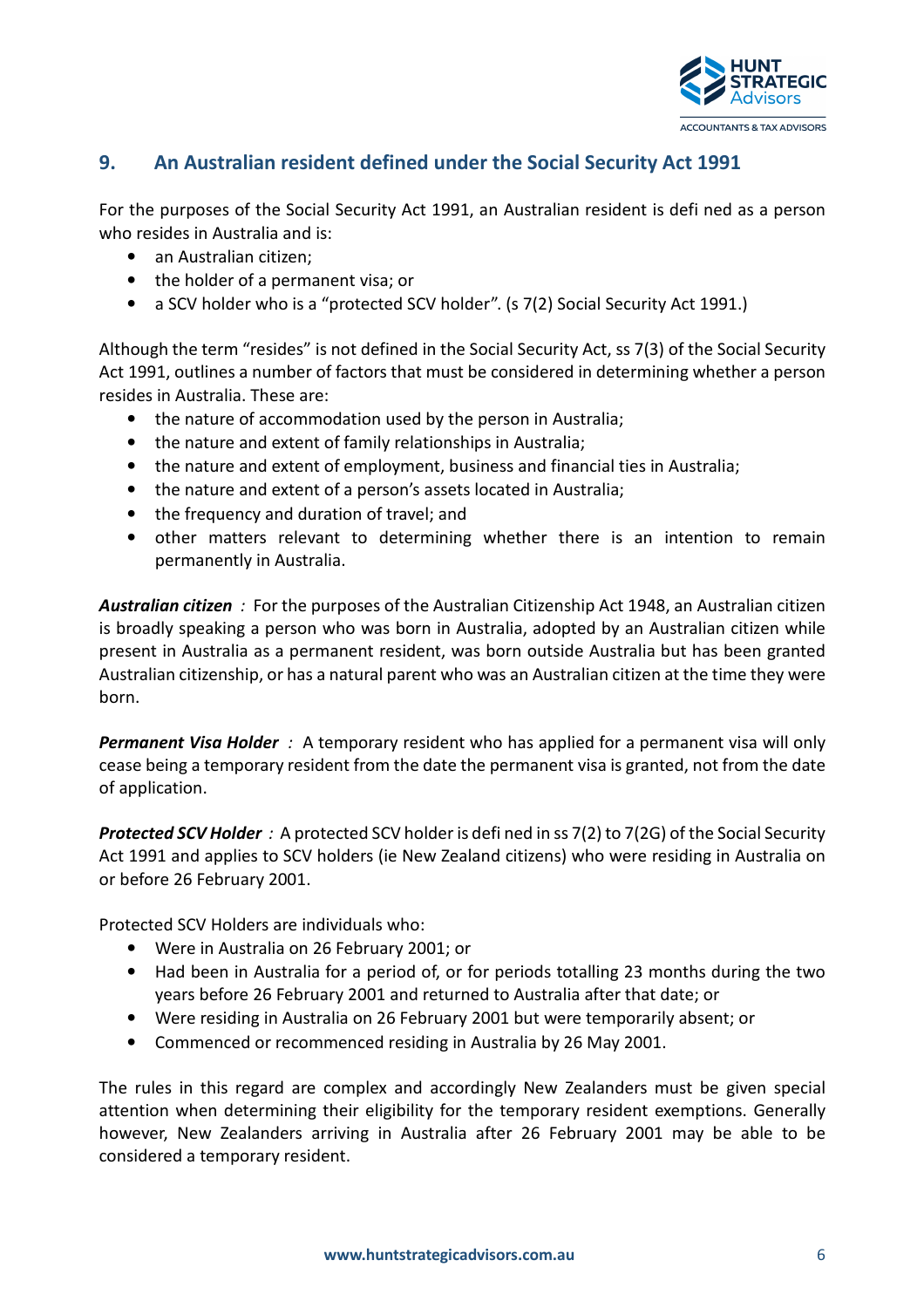## 9. An Australian resident defined under the Social Security Act 1991

For the purposes of the Social Security Act 1991, an Australian resident is defi ned as a person who resides in Australia and is:

- an Australian citizen;
- the holder of a permanent visa; or
- a SCV holder who is a "protected SCV holder". (s 7(2) Social Security Act 1991.)

Although the term "resides" is not defined in the Social Security Act, ss 7(3) of the Social Security Act 1991, outlines a number of factors that must be considered in determining whether a person resides in Australia. These are:

- the nature of accommodation used by the person in Australia;
- the nature and extent of family relationships in Australia;
- the nature and extent of employment, business and financial ties in Australia;
- the nature and extent of a person's assets located in Australia;
- the frequency and duration of travel; and
- other matters relevant to determining whether there is an intention to remain permanently in Australia.

***Australian citizen*** *:* For the purposes of the Australian Citizenship Act 1948, an Australian citizen is broadly speaking a person who was born in Australia, adopted by an Australian citizen while present in Australia as a permanent resident, was born outside Australia but has been granted Australian citizenship, or has a natural parent who was an Australian citizen at the time they were born.

***Permanent Visa Holder*** *:* A temporary resident who has applied for a permanent visa will only cease being a temporary resident from the date the permanent visa is granted, not from the date of application.

***Protected SCV Holder*** *:* A protected SCV holder is defi ned in ss 7(2) to 7(2G) of the Social Security Act 1991 and applies to SCV holders (ie New Zealand citizens) who were residing in Australia on or before 26 February 2001.

Protected SCV Holders are individuals who:

- Were in Australia on 26 February 2001; or
- Had been in Australia for a period of, or for periods totalling 23 months during the two years before 26 February 2001 and returned to Australia after that date; or
- Were residing in Australia on 26 February 2001 but were temporarily absent; or
- Commenced or recommenced residing in Australia by 26 May 2001.

The rules in this regard are complex and accordingly New Zealanders must be given special attention when determining their eligibility for the temporary resident exemptions. Generally however, New Zealanders arriving in Australia after 26 February 2001 may be able to be considered a temporary resident.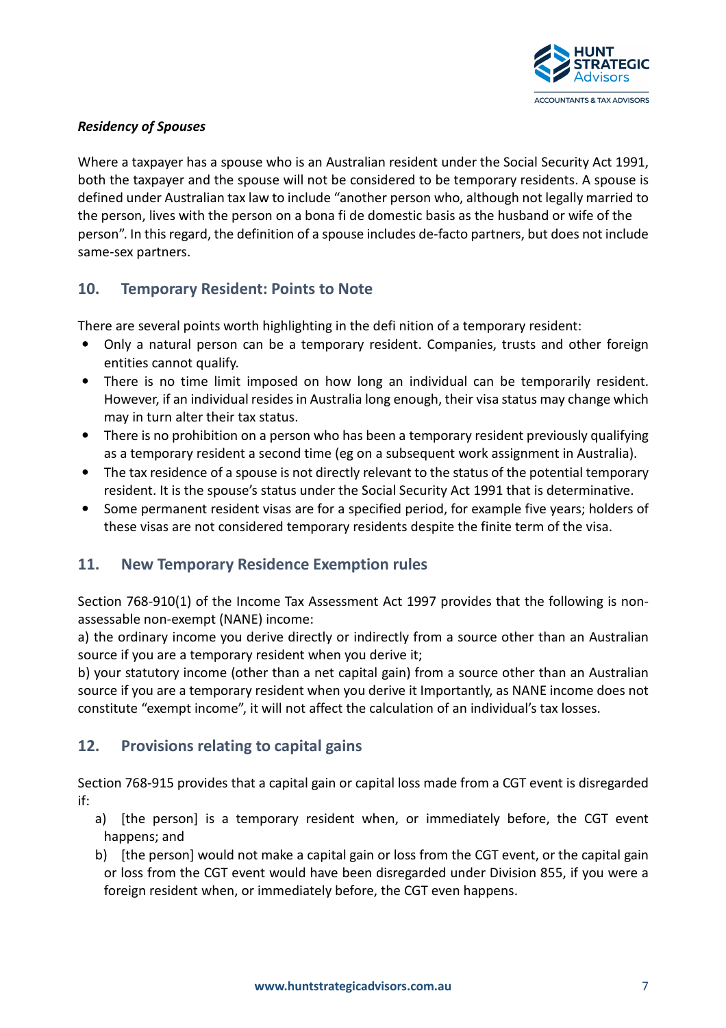*Residency of Spouses*

Where a taxpayer has a spouse who is an Australian resident under the Social Security Act 1991, both the taxpayer and the spouse will not be considered to be temporary residents. A spouse is defined under Australian tax law to include "another person who, although not legally married to the person, lives with the person on a bona fi de domestic basis as the husband or wife of the person". In this regard, the definition of a spouse includes de-facto partners, but does not include same-sex partners.

## 10. Temporary Resident: Points to Note

There are several points worth highlighting in the defi nition of a temporary resident:

- Only a natural person can be a temporary resident. Companies, trusts and other foreign entities cannot qualify.
- There is no time limit imposed on how long an individual can be temporarily resident. However, if an individual resides in Australia long enough, their visa status may change which may in turn alter their tax status.
- There is no prohibition on a person who has been a temporary resident previously qualifying as a temporary resident a second time (eg on a subsequent work assignment in Australia).
- The tax residence of a spouse is not directly relevant to the status of the potential temporary resident. It is the spouse's status under the Social Security Act 1991 that is determinative.
- Some permanent resident visas are for a specified period, for example five years; holders of these visas are not considered temporary residents despite the finite term of the visa.

## 11. New Temporary Residence Exemption rules

Section 768-910(1) of the Income Tax Assessment Act 1997 provides that the following is non-assessable non-exempt (NANE) income:

a) the ordinary income you derive directly or indirectly from a source other than an Australian source if you are a temporary resident when you derive it;

b) your statutory income (other than a net capital gain) from a source other than an Australian source if you are a temporary resident when you derive it Importantly, as NANE income does not constitute "exempt income", it will not affect the calculation of an individual's tax losses.

## 12. Provisions relating to capital gains

Section 768-915 provides that a capital gain or capital loss made from a CGT event is disregarded if:

a) [the person] is a temporary resident when, or immediately before, the CGT event happens; and

b) [the person] would not make a capital gain or loss from the CGT event, or the capital gain or loss from the CGT event would have been disregarded under Division 855, if you were a foreign resident when, or immediately before, the CGT even happens.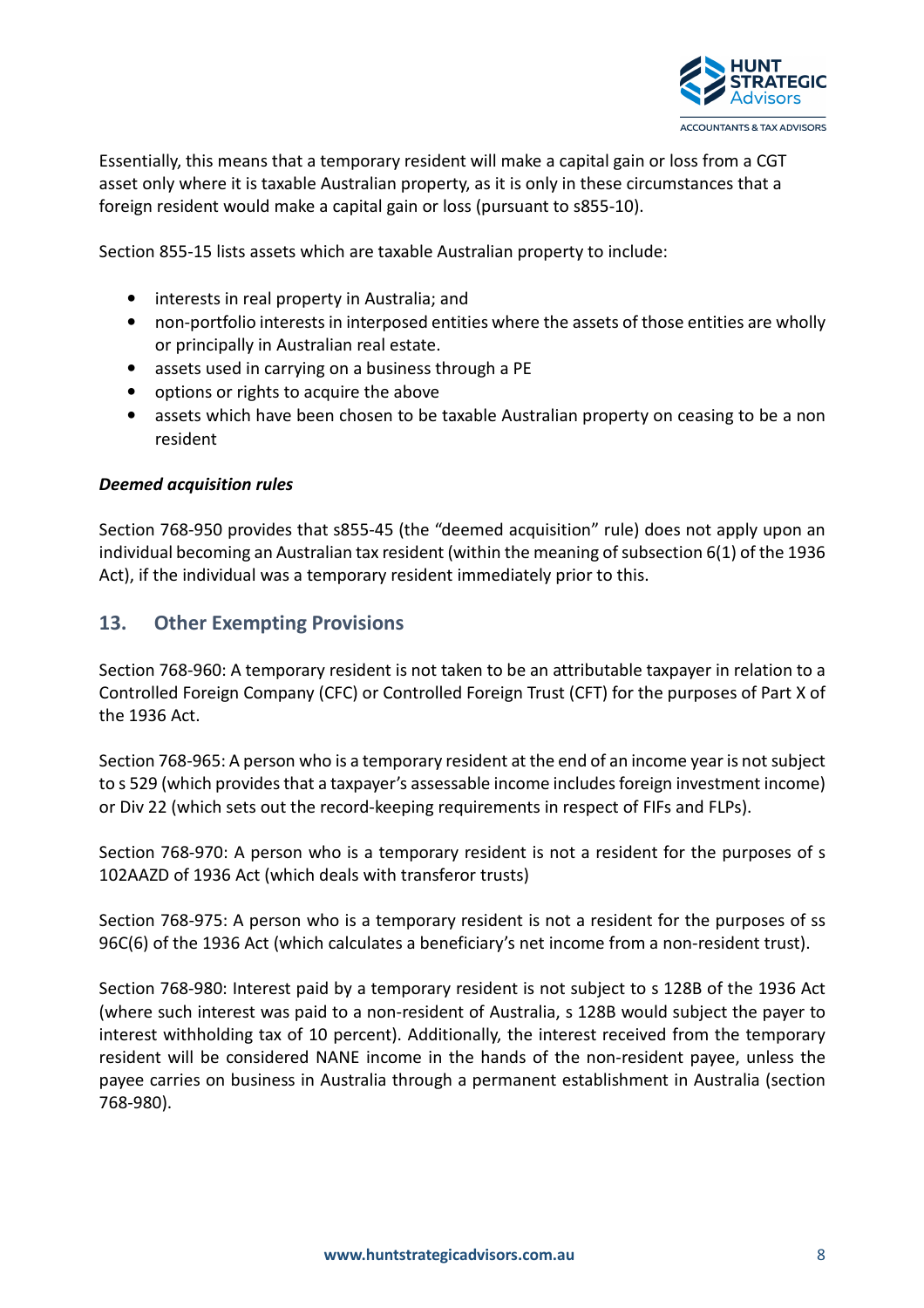Essentially, this means that a temporary resident will make a capital gain or loss from a CGT asset only where it is taxable Australian property, as it is only in these circumstances that a foreign resident would make a capital gain or loss (pursuant to s855-10).

Section 855-15 lists assets which are taxable Australian property to include:

- interests in real property in Australia; and
- non-portfolio interests in interposed entities where the assets of those entities are wholly or principally in Australian real estate.
- assets used in carrying on a business through a PE
- options or rights to acquire the above
- assets which have been chosen to be taxable Australian property on ceasing to be a non resident

***Deemed acquisition rules***

Section 768-950 provides that s855-45 (the "deemed acquisition" rule) does not apply upon an individual becoming an Australian tax resident (within the meaning of subsection 6(1) of the 1936 Act), if the individual was a temporary resident immediately prior to this.

## 13. Other Exempting Provisions

Section 768-960: A temporary resident is not taken to be an attributable taxpayer in relation to a Controlled Foreign Company (CFC) or Controlled Foreign Trust (CFT) for the purposes of Part X of the 1936 Act.

Section 768-965: A person who is a temporary resident at the end of an income year is not subject to s 529 (which provides that a taxpayer's assessable income includes foreign investment income) or Div 22 (which sets out the record-keeping requirements in respect of FIFs and FLPs).

Section 768-970: A person who is a temporary resident is not a resident for the purposes of s 102AAZD of 1936 Act (which deals with transferor trusts)

Section 768-975: A person who is a temporary resident is not a resident for the purposes of ss 96C(6) of the 1936 Act (which calculates a beneficiary's net income from a non-resident trust).

Section 768-980: Interest paid by a temporary resident is not subject to s 128B of the 1936 Act (where such interest was paid to a non-resident of Australia, s 128B would subject the payer to interest withholding tax of 10 percent). Additionally, the interest received from the temporary resident will be considered NANE income in the hands of the non-resident payee, unless the payee carries on business in Australia through a permanent establishment in Australia (section 768-980).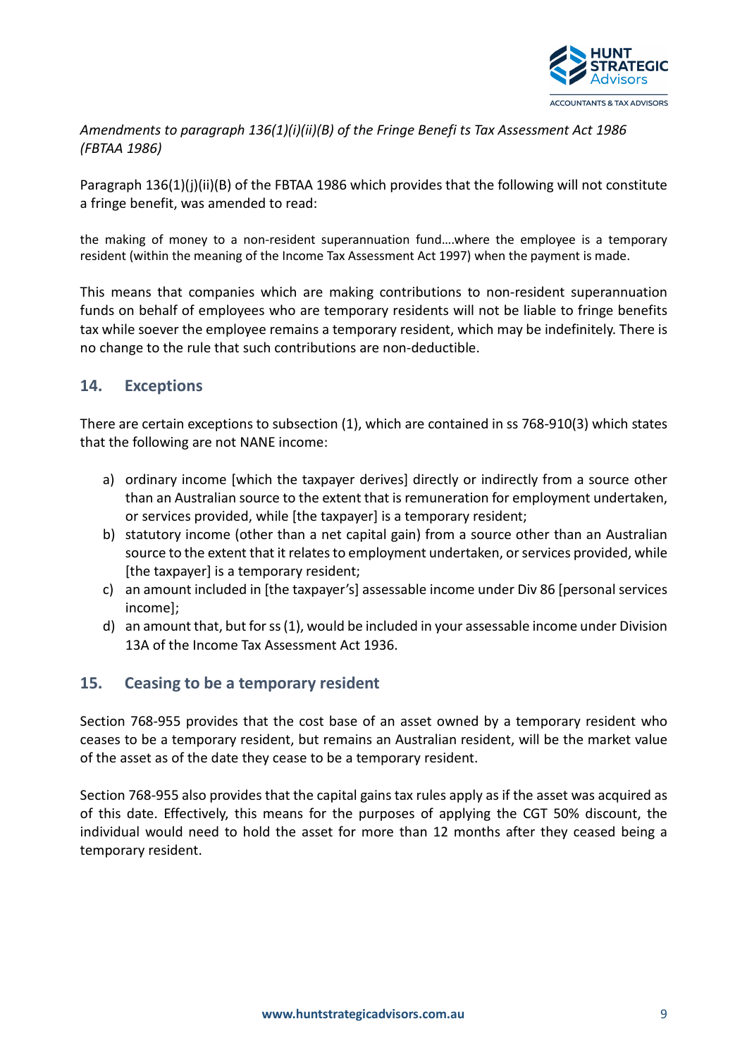*Amendments to paragraph 136(1)(i)(ii)(B) of the Fringe Benefi ts Tax Assessment Act 1986 (FBTAA 1986)*

Paragraph 136(1)(j)(ii)(B) of the FBTAA 1986 which provides that the following will not constitute a fringe benefit, was amended to read:

the making of money to a non-resident superannuation fund….where the employee is a temporary resident (within the meaning of the Income Tax Assessment Act 1997) when the payment is made.

This means that companies which are making contributions to non-resident superannuation funds on behalf of employees who are temporary residents will not be liable to fringe benefits tax while soever the employee remains a temporary resident, which may be indefinitely. There is no change to the rule that such contributions are non-deductible.

## 14. Exceptions

There are certain exceptions to subsection (1), which are contained in ss 768-910(3) which states that the following are not NANE income:

a) ordinary income [which the taxpayer derives] directly or indirectly from a source other than an Australian source to the extent that is remuneration for employment undertaken, or services provided, while [the taxpayer] is a temporary resident;
b) statutory income (other than a net capital gain) from a source other than an Australian source to the extent that it relates to employment undertaken, or services provided, while [the taxpayer] is a temporary resident;
c) an amount included in [the taxpayer's] assessable income under Div 86 [personal services income];
d) an amount that, but for ss (1), would be included in your assessable income under Division 13A of the Income Tax Assessment Act 1936.

## 15. Ceasing to be a temporary resident

Section 768-955 provides that the cost base of an asset owned by a temporary resident who ceases to be a temporary resident, but remains an Australian resident, will be the market value of the asset as of the date they cease to be a temporary resident.

Section 768-955 also provides that the capital gains tax rules apply as if the asset was acquired as of this date. Effectively, this means for the purposes of applying the CGT 50% discount, the individual would need to hold the asset for more than 12 months after they ceased being a temporary resident.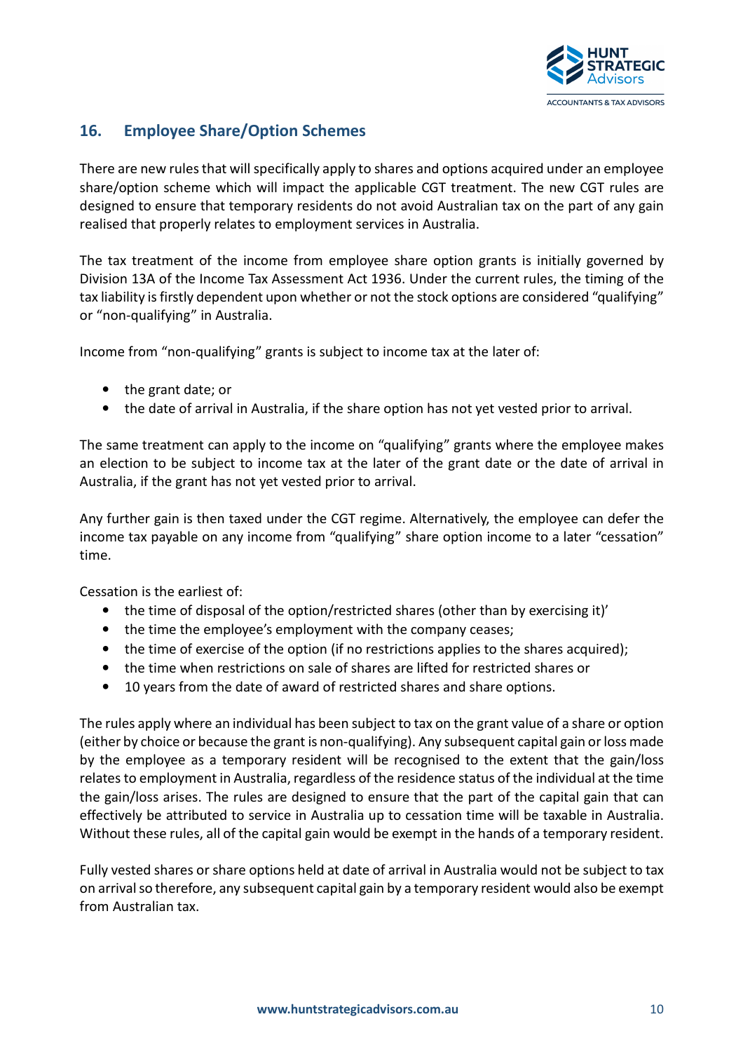## 16. Employee Share/Option Schemes

There are new rules that will specifically apply to shares and options acquired under an employee share/option scheme which will impact the applicable CGT treatment. The new CGT rules are designed to ensure that temporary residents do not avoid Australian tax on the part of any gain realised that properly relates to employment services in Australia.

The tax treatment of the income from employee share option grants is initially governed by Division 13A of the Income Tax Assessment Act 1936. Under the current rules, the timing of the tax liability is firstly dependent upon whether or not the stock options are considered "qualifying" or "non-qualifying" in Australia.

Income from "non-qualifying" grants is subject to income tax at the later of:

- the grant date; or
- the date of arrival in Australia, if the share option has not yet vested prior to arrival.

The same treatment can apply to the income on "qualifying" grants where the employee makes an election to be subject to income tax at the later of the grant date or the date of arrival in Australia, if the grant has not yet vested prior to arrival.

Any further gain is then taxed under the CGT regime. Alternatively, the employee can defer the income tax payable on any income from "qualifying" share option income to a later "cessation" time.

Cessation is the earliest of:

- the time of disposal of the option/restricted shares (other than by exercising it)'
- the time the employee's employment with the company ceases;
- the time of exercise of the option (if no restrictions applies to the shares acquired);
- the time when restrictions on sale of shares are lifted for restricted shares or
- 10 years from the date of award of restricted shares and share options.

The rules apply where an individual has been subject to tax on the grant value of a share or option (either by choice or because the grant is non-qualifying). Any subsequent capital gain or loss made by the employee as a temporary resident will be recognised to the extent that the gain/loss relates to employment in Australia, regardless of the residence status of the individual at the time the gain/loss arises. The rules are designed to ensure that the part of the capital gain that can effectively be attributed to service in Australia up to cessation time will be taxable in Australia. Without these rules, all of the capital gain would be exempt in the hands of a temporary resident.

Fully vested shares or share options held at date of arrival in Australia would not be subject to tax on arrival so therefore, any subsequent capital gain by a temporary resident would also be exempt from Australian tax.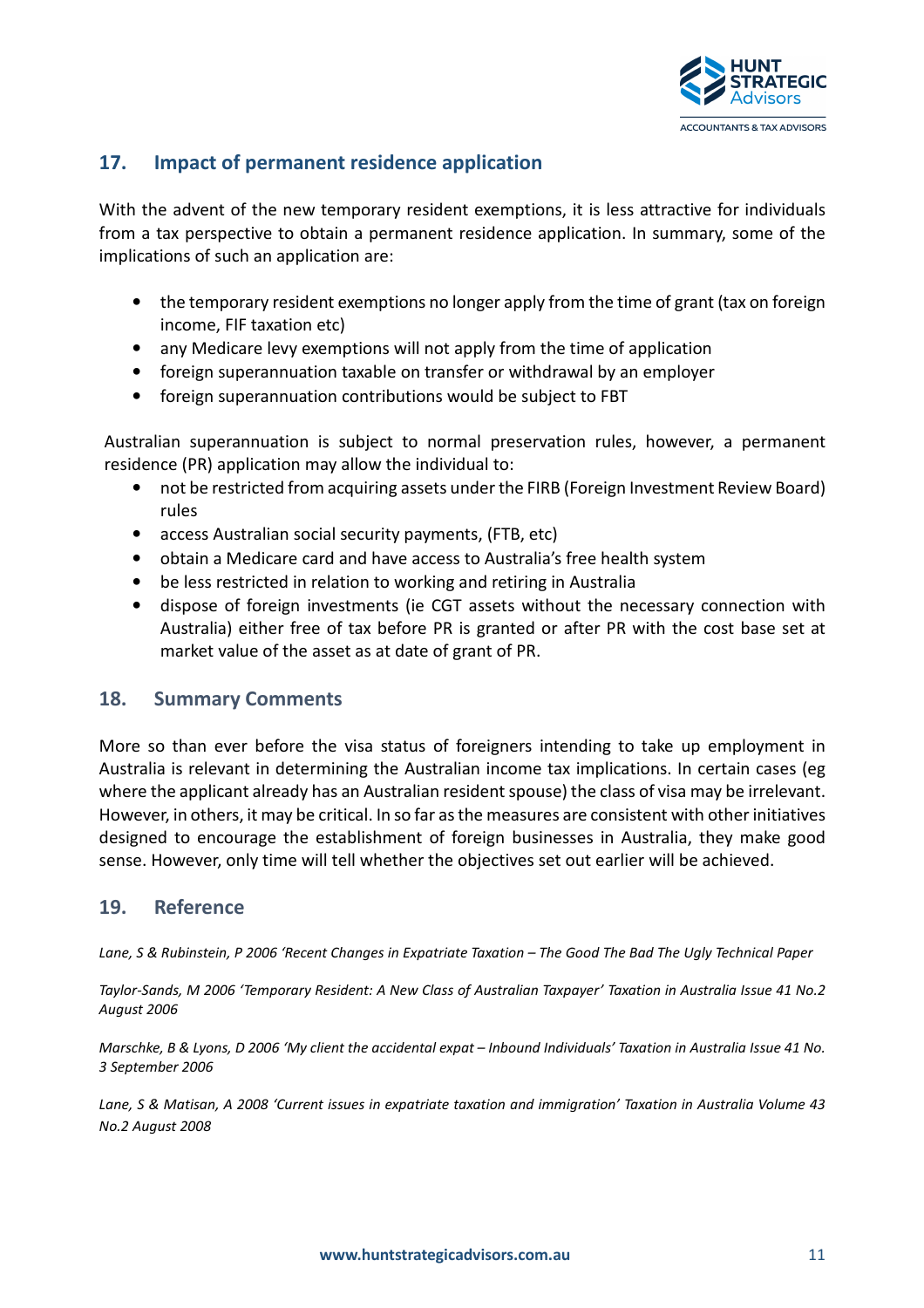## 17. Impact of permanent residence application

With the advent of the new temporary resident exemptions, it is less attractive for individuals from a tax perspective to obtain a permanent residence application. In summary, some of the implications of such an application are:

- the temporary resident exemptions no longer apply from the time of grant (tax on foreign income, FIF taxation etc)
- any Medicare levy exemptions will not apply from the time of application
- foreign superannuation taxable on transfer or withdrawal by an employer
- foreign superannuation contributions would be subject to FBT

Australian superannuation is subject to normal preservation rules, however, a permanent residence (PR) application may allow the individual to:

- not be restricted from acquiring assets under the FIRB (Foreign Investment Review Board) rules
- access Australian social security payments, (FTB, etc)
- obtain a Medicare card and have access to Australia's free health system
- be less restricted in relation to working and retiring in Australia
- dispose of foreign investments (ie CGT assets without the necessary connection with Australia) either free of tax before PR is granted or after PR with the cost base set at market value of the asset as at date of grant of PR.

## 18. Summary Comments

More so than ever before the visa status of foreigners intending to take up employment in Australia is relevant in determining the Australian income tax implications. In certain cases (eg where the applicant already has an Australian resident spouse) the class of visa may be irrelevant. However, in others, it may be critical. In so far as the measures are consistent with other initiatives designed to encourage the establishment of foreign businesses in Australia, they make good sense. However, only time will tell whether the objectives set out earlier will be achieved.

## 19. Reference

*Lane, S & Rubinstein, P 2006 'Recent Changes in Expatriate Taxation – The Good The Bad The Ugly Technical Paper*

*Taylor-Sands, M 2006 'Temporary Resident: A New Class of Australian Taxpayer' Taxation in Australia Issue 41 No.2 August 2006*

*Marschke, B & Lyons, D 2006 'My client the accidental expat – Inbound Individuals' Taxation in Australia Issue 41 No. 3 September 2006*

*Lane, S & Matisan, A 2008 'Current issues in expatriate taxation and immigration' Taxation in Australia Volume 43 No.2 August 2008*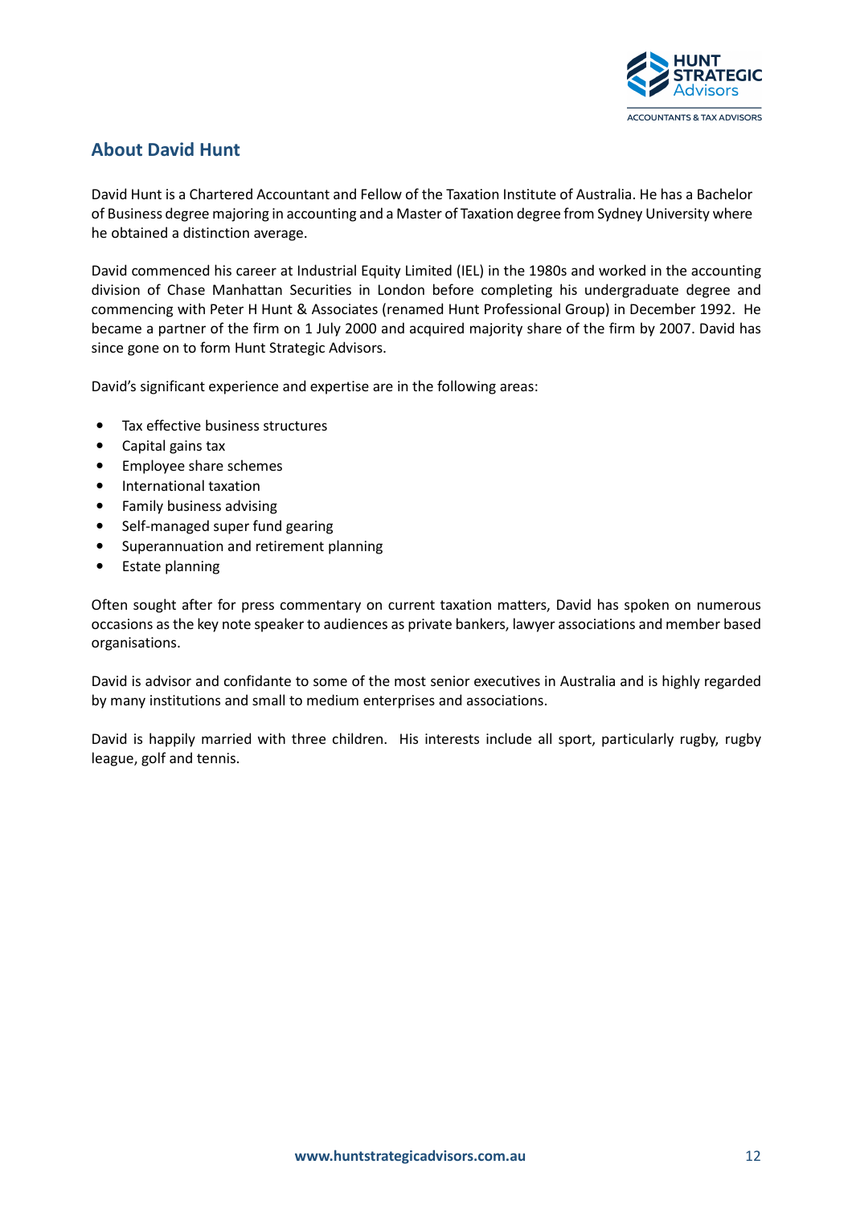## About David Hunt

David Hunt is a Chartered Accountant and Fellow of the Taxation Institute of Australia. He has a Bachelor of Business degree majoring in accounting and a Master of Taxation degree from Sydney University where he obtained a distinction average.

David commenced his career at Industrial Equity Limited (IEL) in the 1980s and worked in the accounting division of Chase Manhattan Securities in London before completing his undergraduate degree and commencing with Peter H Hunt & Associates (renamed Hunt Professional Group) in December 1992. He became a partner of the firm on 1 July 2000 and acquired majority share of the firm by 2007. David has since gone on to form Hunt Strategic Advisors.

David's significant experience and expertise are in the following areas:

- Tax effective business structures
- Capital gains tax
- Employee share schemes
- International taxation
- Family business advising
- Self-managed super fund gearing
- Superannuation and retirement planning
- Estate planning

Often sought after for press commentary on current taxation matters, David has spoken on numerous occasions as the key note speaker to audiences as private bankers, lawyer associations and member based organisations.

David is advisor and confidante to some of the most senior executives in Australia and is highly regarded by many institutions and small to medium enterprises and associations.

David is happily married with three children. His interests include all sport, particularly rugby, rugby league, golf and tennis.